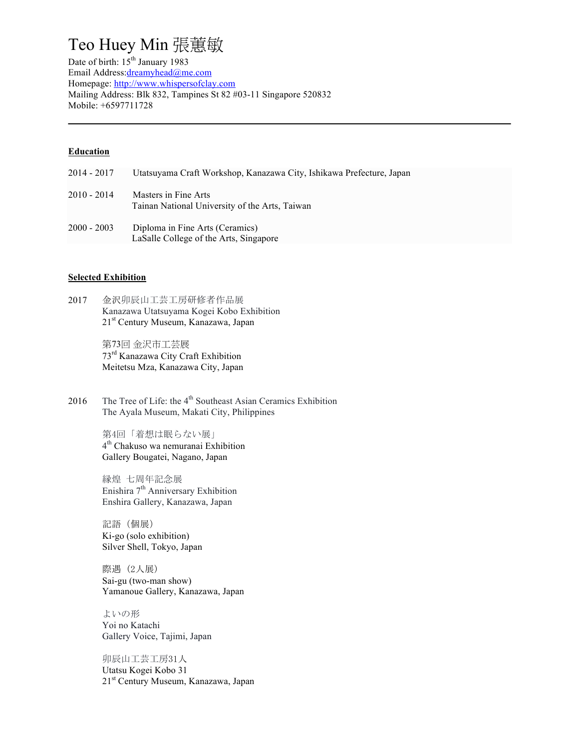# Teo Huey Min 張蕙敏

Date of birth: 15th January 1983
Email Address: dreamyhead@me.com
Homepage: http://www.whispersofclay.com
Mailing Address: Blk 832, Tampines St 82 #03-11 Singapore 520832
Mobile: +6597711728

---

## Education

| | |
|---|---|
| 2014 - 2017 | Utatsuyama Craft Workshop, Kanazawa City, Ishikawa Prefecture, Japan |
| 2010 - 2014 | Masters in Fine Arts<br>Tainan National University of the Arts, Taiwan |
| 2000 - 2003 | Diploma in Fine Arts (Ceramics)<br>LaSalle College of the Arts, Singapore |

## Selected Exhibition

**2017**

金沢卯辰山工芸工房研修者作品展
Kanazawa Utatsuyama Kogei Kobo Exhibition
21st Century Museum, Kanazawa, Japan

第73回 金沢市工芸展
73rd Kanazawa City Craft Exhibition
Meitetsu Mza, Kanazawa City, Japan

**2016**

The Tree of Life: the 4th Southeast Asian Ceramics Exhibition
The Ayala Museum, Makati City, Philippines

第4回「着想は眠らない展」
4th Chakuso wa nemuranai Exhibition
Gallery Bougatei, Nagano, Japan

縁煌 七周年記念展
Enishira 7th Anniversary Exhibition
Enshira Gallery, Kanazawa, Japan

記語（個展）
Ki-go (solo exhibition)
Silver Shell, Tokyo, Japan

際遇（2人展）
Sai-gu (two-man show)
Yamanoue Gallery, Kanazawa, Japan

よいの形
Yoi no Katachi
Gallery Voice, Tajimi, Japan

卯辰山工芸工房31人
Utatsu Kogei Kobo 31
21st Century Museum, Kanazawa, Japan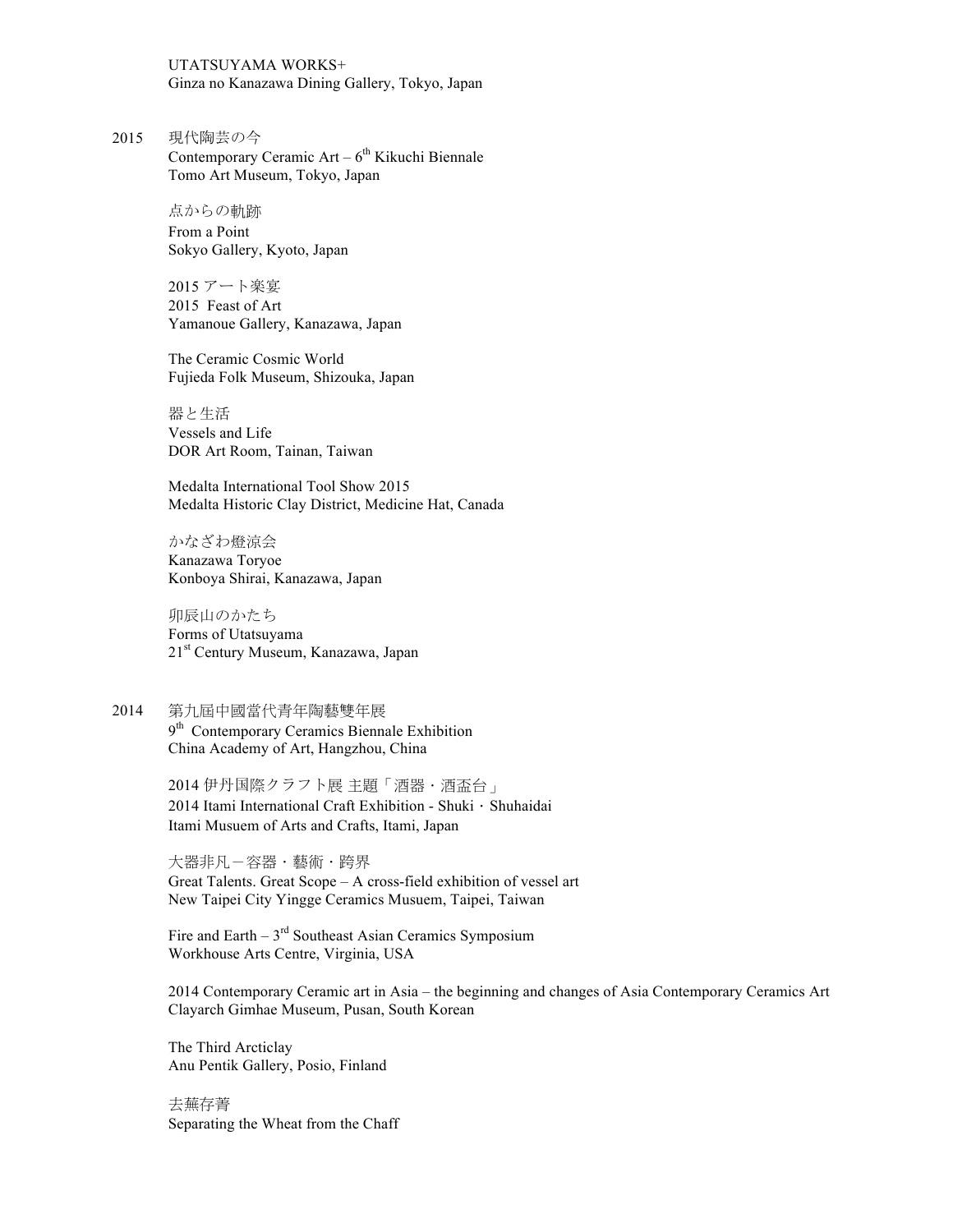UTATSUYAMA WORKS+
Ginza no Kanazawa Dining Gallery, Tokyo, Japan

2015 現代陶芸の今
Contemporary Ceramic Art – 6th Kikuchi Biennale
Tomo Art Museum, Tokyo, Japan

点からの軌跡
From a Point
Sokyo Gallery, Kyoto, Japan

2015 アート楽宴
2015 Feast of Art
Yamanoue Gallery, Kanazawa, Japan

The Ceramic Cosmic World
Fujieda Folk Museum, Shizouka, Japan

器と生活
Vessels and Life
DOR Art Room, Tainan, Taiwan

Medalta International Tool Show 2015
Medalta Historic Clay District, Medicine Hat, Canada

かなざわ燈涼会
Kanazawa Toryoe
Konboya Shirai, Kanazawa, Japan

卯辰山のかたち
Forms of Utatsuyama
21st Century Museum, Kanazawa, Japan

2014 第九屆中國當代青年陶藝雙年展
9th Contemporary Ceramics Biennale Exhibition
China Academy of Art, Hangzhou, China

2014 伊丹国際クラフト展 主題「酒器・酒盃台」
2014 Itami International Craft Exhibition - Shuki・Shuhaidai
Itami Musuem of Arts and Crafts, Itami, Japan

大器非凡－容器・藝術・跨界
Great Talents. Great Scope – A cross-field exhibition of vessel art
New Taipei City Yingge Ceramics Musuem, Taipei, Taiwan

Fire and Earth – 3rd Southeast Asian Ceramics Symposium
Workhouse Arts Centre, Virginia, USA

2014 Contemporary Ceramic art in Asia – the beginning and changes of Asia Contemporary Ceramics Art
Clayarch Gimhae Museum, Pusan, South Korean

The Third Arcticlay
Anu Pentik Gallery, Posio, Finland

去蕪存菁
Separating the Wheat from the Chaff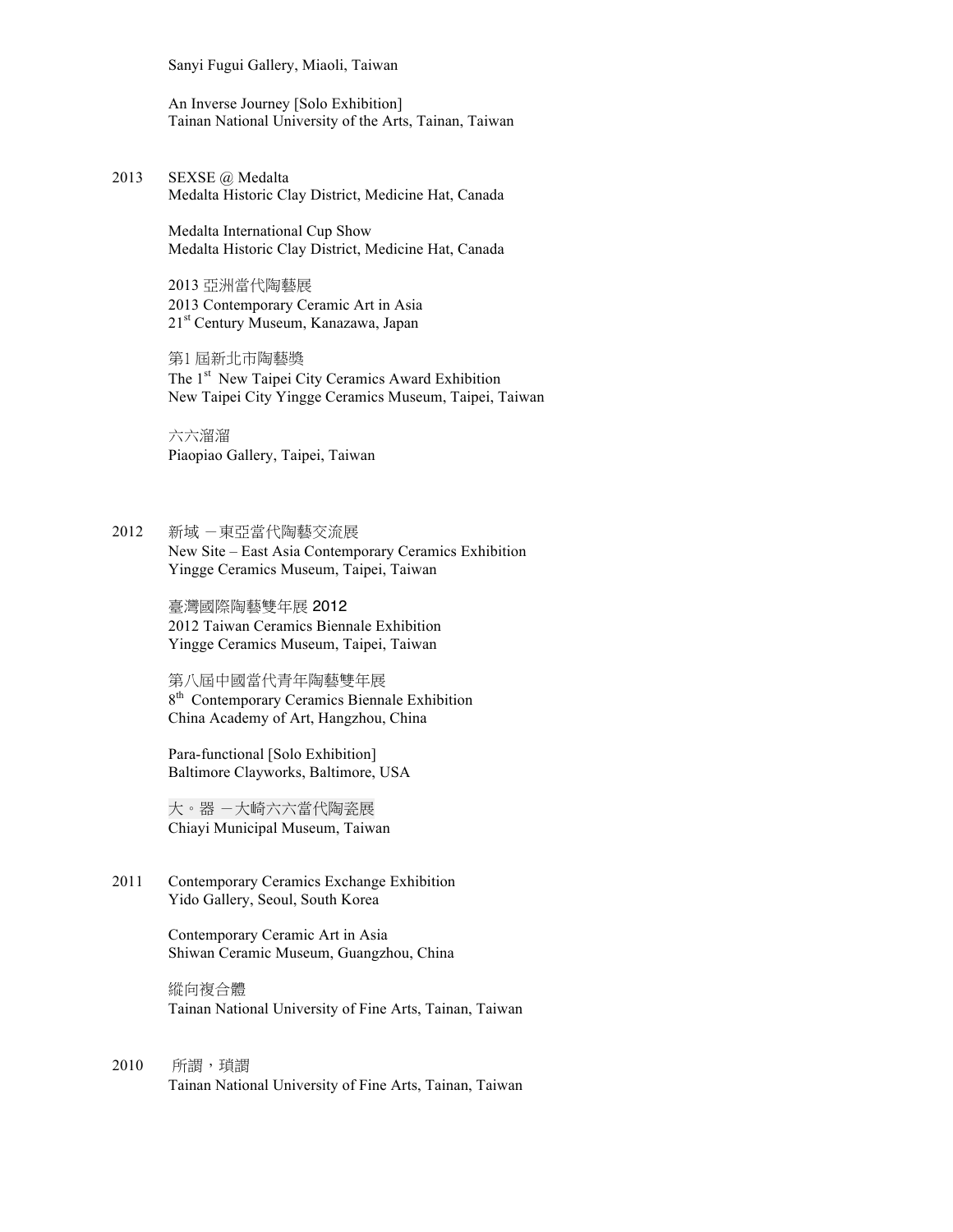Sanyi Fugui Gallery, Miaoli, Taiwan

An Inverse Journey [Solo Exhibition]
Tainan National University of the Arts, Tainan, Taiwan

2013 SEXSE @ Medalta
Medalta Historic Clay District, Medicine Hat, Canada

Medalta International Cup Show
Medalta Historic Clay District, Medicine Hat, Canada

2013 亞洲當代陶藝展
2013 Contemporary Ceramic Art in Asia
21st Century Museum, Kanazawa, Japan

第1 屆新北市陶藝獎
The 1st New Taipei City Ceramics Award Exhibition
New Taipei City Yingge Ceramics Museum, Taipei, Taiwan

六六溜溜
Piaopiao Gallery, Taipei, Taiwan

2012 新域 －東亞當代陶藝交流展
New Site – East Asia Contemporary Ceramics Exhibition
Yingge Ceramics Museum, Taipei, Taiwan

臺灣國際陶藝雙年展 2012
2012 Taiwan Ceramics Biennale Exhibition
Yingge Ceramics Museum, Taipei, Taiwan

第八屆中國當代青年陶藝雙年展
8th Contemporary Ceramics Biennale Exhibition
China Academy of Art, Hangzhou, China

Para-functional [Solo Exhibition]
Baltimore Clayworks, Baltimore, USA

大。器 －大崎六六當代陶瓷展
Chiayi Municipal Museum, Taiwan

2011 Contemporary Ceramics Exchange Exhibition
Yido Gallery, Seoul, South Korea

Contemporary Ceramic Art in Asia
Shiwan Ceramic Museum, Guangzhou, China

縱向複合體
Tainan National University of Fine Arts, Tainan, Taiwan

2010 所謂，瑣謂
Tainan National University of Fine Arts, Tainan, Taiwan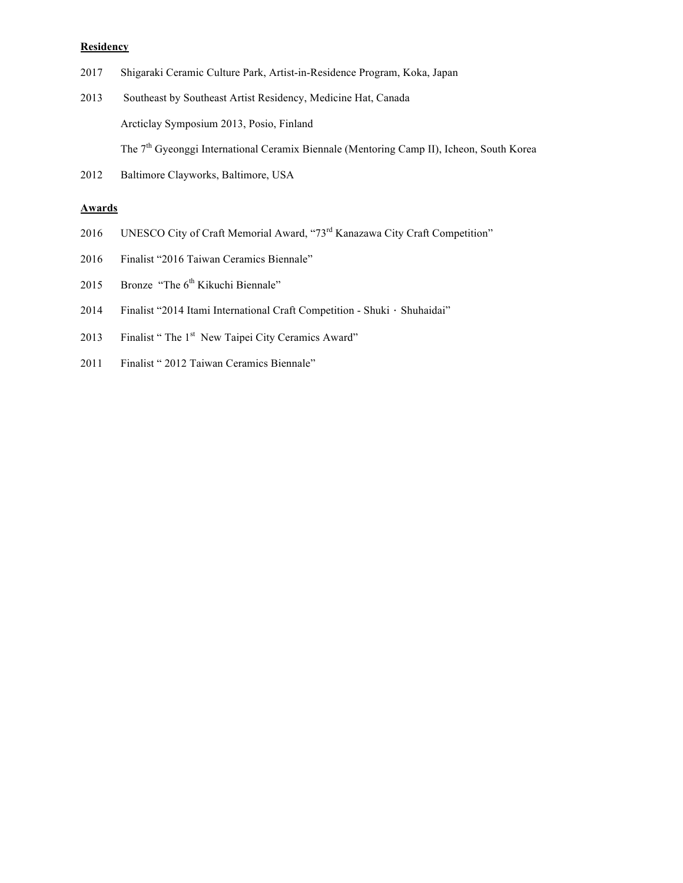**Residency**

2017 Shigaraki Ceramic Culture Park, Artist-in-Residence Program, Koka, Japan

2013 Southeast by Southeast Artist Residency, Medicine Hat, Canada

Arcticlay Symposium 2013, Posio, Finland

The 7th Gyeonggi International Ceramix Biennale (Mentoring Camp II), Icheon, South Korea

2012 Baltimore Clayworks, Baltimore, USA

**Awards**

2016 UNESCO City of Craft Memorial Award, "73rd Kanazawa City Craft Competition"

2016 Finalist "2016 Taiwan Ceramics Biennale"

2015 Bronze "The 6th Kikuchi Biennale"

2014 Finalist "2014 Itami International Craft Competition - Shuki · Shuhaidai"

2013 Finalist " The 1st New Taipei City Ceramics Award"

2011 Finalist " 2012 Taiwan Ceramics Biennale"